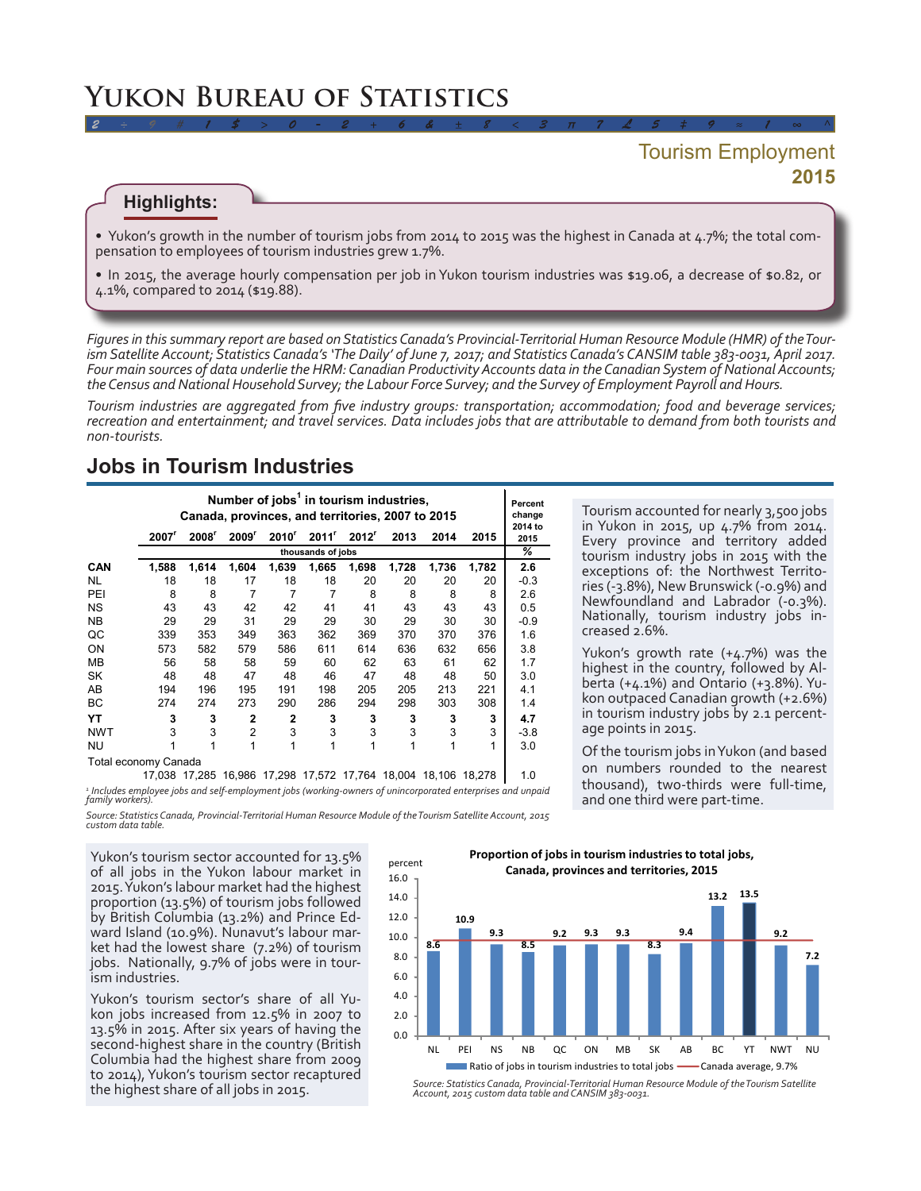# Yukon Bureau of Statistics

## Tourism Employment 2015

### Highlights:

- Yukon's growth in the number of tourism jobs from 2014 to 2015 was the highest in Canada at 4.7%; the total compensation to employees of tourism industries grew 1.7%.
- In 2015, the average hourly compensation per job in Yukon tourism industries was $19.06, a decrease of $0.82, or 4.1%, compared to 2014 ($19.88).

*Figures in this summary report are based on Statistics Canada's Provincial-Territorial Human Resource Module (HMR) of the Tourism Satellite Account; Statistics Canada's 'The Daily' of June 7, 2017; and Statistics Canada's CANSIM table 383-0031, April 2017. Four main sources of data underlie the HRM: Canadian Productivity Accounts data in the Canadian System of National Accounts; the Census and National Household Survey; the Labour Force Survey; and the Survey of Employment Payroll and Hours.*

*Tourism industries are aggregated from five industry groups: transportation; accommodation; food and beverage services; recreation and entertainment; and travel services. Data includes jobs that are attributable to demand from both tourists and non-tourists.*

## Jobs in Tourism Industries

**Number of jobs[1] in tourism industries, Canada, provinces, and territories, 2007 to 2015**

| | 2007[r] | 2008[r] | 2009[r] | 2010[r] | 2011[r] | 2012[r] | 2013 | 2014 | 2015 | Percent change 2014 to 2015 |
|---|---|---|---|---|---|---|---|---|---|---|
| | thousands of jobs | | | | | | | | | % |
| **CAN** | **1,588** | **1,614** | **1,604** | **1,639** | **1,665** | **1,698** | **1,728** | **1,736** | **1,782** | **2.6** |
| NL | 18 | 18 | 17 | 18 | 18 | 20 | 20 | 20 | 20 | -0.3 |
| PEI | 8 | 8 | 7 | 7 | 7 | 8 | 8 | 8 | 8 | 2.6 |
| NS | 43 | 43 | 42 | 42 | 41 | 41 | 43 | 43 | 43 | 0.5 |
| NB | 29 | 29 | 31 | 29 | 29 | 30 | 29 | 30 | 30 | -0.9 |
| QC | 339 | 353 | 349 | 363 | 362 | 369 | 370 | 370 | 376 | 1.6 |
| ON | 573 | 582 | 579 | 586 | 611 | 614 | 636 | 632 | 656 | 3.8 |
| MB | 56 | 58 | 58 | 59 | 60 | 62 | 63 | 61 | 62 | 1.7 |
| SK | 48 | 48 | 47 | 48 | 46 | 47 | 48 | 48 | 50 | 3.0 |
| AB | 194 | 196 | 195 | 191 | 198 | 205 | 205 | 213 | 221 | 4.1 |
| BC | 274 | 274 | 273 | 290 | 286 | 294 | 298 | 303 | 308 | 1.4 |
| **YT** | **3** | **3** | **2** | **2** | **3** | **3** | **3** | **3** | **3** | **4.7** |
| NWT | 3 | 3 | 2 | 3 | 3 | 3 | 3 | 3 | 3 | -3.8 |
| NU | 1 | 1 | 1 | 1 | 1 | 1 | 1 | 1 | 1 | 3.0 |
| Total economy Canada | 17,038 | 17,285 | 16,986 | 17,298 | 17,572 | 17,764 | 18,004 | 18,106 | 18,278 | 1.0 |

[1] *Includes employee jobs and self-employment jobs (working-owners of unincorporated enterprises and unpaid family workers).*

*Source: Statistics Canada, Provincial-Territorial Human Resource Module of the Tourism Satellite Account, 2015 custom data table.*

Tourism accounted for nearly 3,500 jobs in Yukon in 2015, up 4.7% from 2014. Every province and territory added tourism industry jobs in 2015 with the exceptions of: the Northwest Territories (-3.8%), New Brunswick (-0.9%) and Newfoundland and Labrador (-0.3%). Nationally, tourism industry jobs increased 2.6%.

Yukon's growth rate (+4.7%) was the highest in the country, followed by Alberta (+4.1%) and Ontario (+3.8%). Yukon outpaced Canadian growth (+2.6%) in tourism industry jobs by 2.1 percentage points in 2015.

Of the tourism jobs in Yukon (and based on numbers rounded to the nearest thousand), two-thirds were full-time, and one third were part-time.

Yukon's tourism sector accounted for 13.5% of all jobs in the Yukon labour market in 2015. Yukon's labour market had the highest proportion (13.5%) of tourism jobs followed by British Columbia (13.2%) and Prince Edward Island (10.9%). Nunavut's labour market had the lowest share (7.2%) of tourism jobs. Nationally, 9.7% of jobs were in tourism industries.

Yukon's tourism sector's share of all Yukon jobs increased from 12.5% in 2007 to 13.5% in 2015. After six years of having the second-highest share in the country (British Columbia had the highest share from 2009 to 2014), Yukon's tourism sector recaptured the highest share of all jobs in 2015.

**Proportion of jobs in tourism industries to total jobs, Canada, provinces and territories, 2015**

| | NL | PEI | NS | NB | QC | ON | MB | SK | AB | BC | YT | NWT | NU |
|---|---|---|---|---|---|---|---|---|---|---|---|---|---|
| Ratio of jobs in tourism industries to total jobs (percent) | 8.6 | 10.9 | 9.3 | 8.5 | 9.2 | 9.3 | 9.3 | 8.3 | 9.4 | 13.2 | 13.5 | 9.2 | 7.2 |

Canada average, 9.7%

*Source: Statistics Canada, Provincial-Territorial Human Resource Module of the Tourism Satellite Account, 2015 custom data table and CANSIM 383-0031.*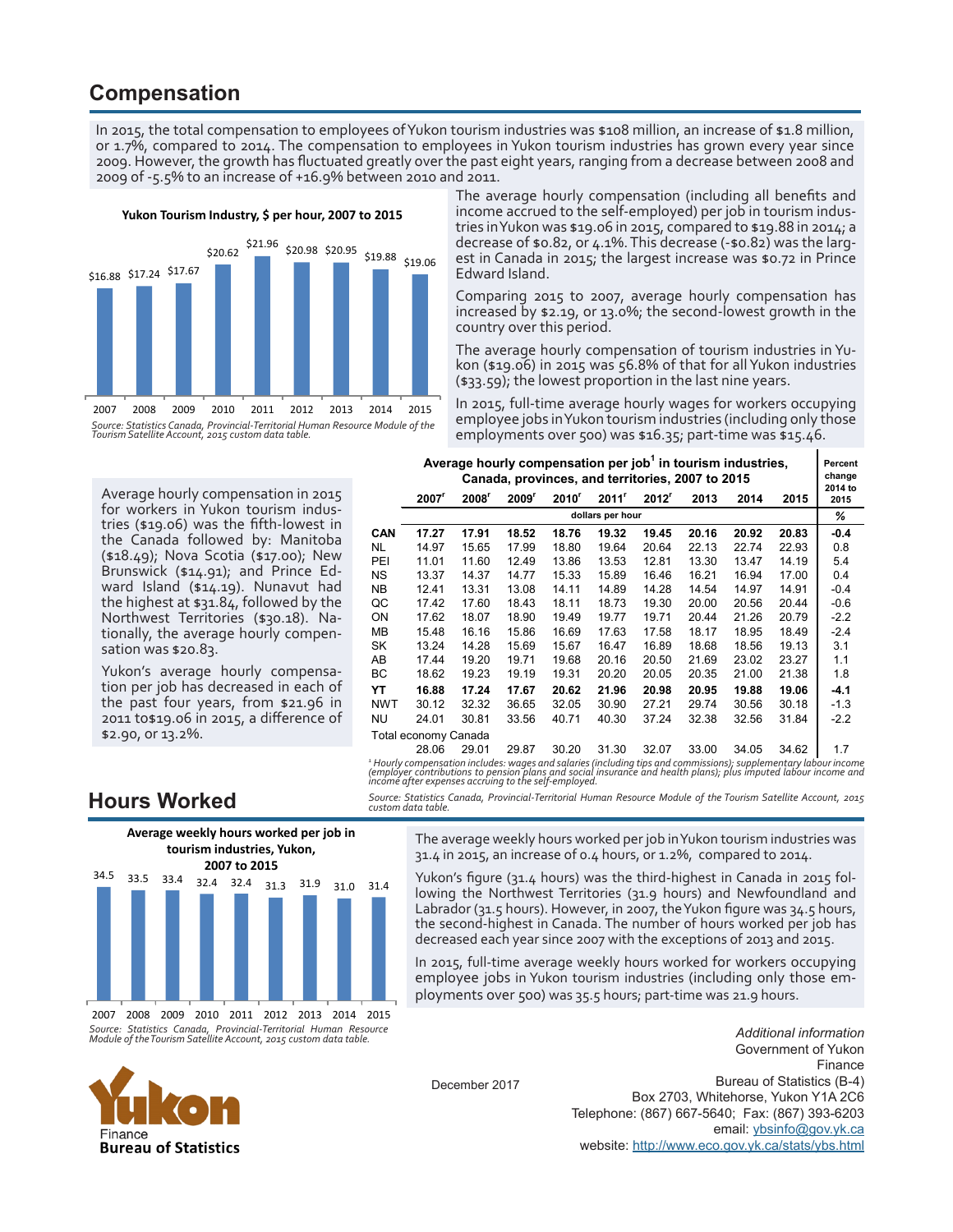## Compensation

In 2015, the total compensation to employees of Yukon tourism industries was $108 million, an increase of $1.8 million, or 1.7%, compared to 2014. The compensation to employees in Yukon tourism industries has grown every year since 2009. However, the growth has fluctuated greatly over the past eight years, ranging from a decrease between 2008 and 2009 of -5.5% to an increase of +16.9% between 2010 and 2011.

**Yukon Tourism Industry, $ per hour, 2007 to 2015**

$16.88 $17.24 $17.67 $20.62 $21.96 $20.98 $20.95 $19.88 $19.06

2007 2008 2009 2010 2011 2012 2013 2014 2015

*Source: Statistics Canada, Provincial-Territorial Human Resource Module of the Tourism Satellite Account, 2015 custom data table.*

The average hourly compensation (including all benefits and income accrued to the self-employed) per job in tourism industries in Yukon was $19.06 in 2015, compared to $19.88 in 2014; a decrease of $0.82, or 4.1%. This decrease (-$0.82) was the largest in Canada in 2015; the largest increase was $0.72 in Prince Edward Island.

Comparing 2015 to 2007, average hourly compensation has increased by $2.19, or 13.0%; the second-lowest growth in the country over this period.

The average hourly compensation of tourism industries in Yukon ($19.06) in 2015 was 56.8% of that for all Yukon industries ($33.59); the lowest proportion in the last nine years.

In 2015, full-time average hourly wages for workers occupying employee jobs in Yukon tourism industries (including only those employments over 500) was $16.35; part-time was $15.46.

Average hourly compensation in 2015 for workers in Yukon tourism industries ($19.06) was the fifth-lowest in the Canada followed by: Manitoba ($18.49); Nova Scotia ($17.00); New Brunswick ($14.91); and Prince Edward Island ($14.19). Nunavut had the highest at $31.84, followed by the Northwest Territories ($30.18). Nationally, the average hourly compensation was $20.83.

Yukon's average hourly compensation per job has decreased in each of the past four years, from $21.96 in 2011 to$19.06 in 2015, a difference of $2.90, or 13.2%.

**Average hourly compensation per job[1] in tourism industries, Canada, provinces, and territories, 2007 to 2015**

| | 2007[r] | 2008[r] | 2009[r] | 2010[r] | 2011[r] | 2012[r] | 2013 | 2014 | 2015 | Percent change 2014 to 2015 |
|---|---|---|---|---|---|---|---|---|---|---|
| | dollars per hour | | | | | | | | | % |
| **CAN** | **17.27** | **17.91** | **18.52** | **18.76** | **19.32** | **19.45** | **20.16** | **20.92** | **20.83** | **-0.4** |
| NL | 14.97 | 15.65 | 17.99 | 18.80 | 19.64 | 20.64 | 22.13 | 22.74 | 22.93 | 0.8 |
| PEI | 11.01 | 11.60 | 12.49 | 13.86 | 13.53 | 12.81 | 13.30 | 13.47 | 14.19 | 5.4 |
| NS | 13.37 | 14.37 | 14.77 | 15.33 | 15.89 | 16.46 | 16.21 | 16.94 | 17.00 | 0.4 |
| NB | 12.41 | 13.31 | 13.08 | 14.11 | 14.89 | 14.28 | 14.54 | 14.97 | 14.91 | -0.4 |
| QC | 17.42 | 17.60 | 18.43 | 18.11 | 18.73 | 19.30 | 20.00 | 20.56 | 20.44 | -0.6 |
| ON | 17.62 | 18.07 | 18.90 | 19.49 | 19.77 | 19.71 | 20.44 | 21.26 | 20.79 | -2.2 |
| MB | 15.48 | 16.16 | 15.86 | 16.69 | 17.63 | 17.58 | 18.17 | 18.95 | 18.49 | -2.4 |
| SK | 13.24 | 14.28 | 15.69 | 15.67 | 16.47 | 16.89 | 18.68 | 18.56 | 19.13 | 3.1 |
| AB | 17.44 | 19.20 | 19.71 | 19.68 | 20.16 | 20.50 | 21.69 | 23.02 | 23.27 | 1.1 |
| BC | 18.62 | 19.23 | 19.19 | 19.31 | 20.20 | 20.05 | 20.35 | 21.00 | 21.38 | 1.8 |
| **YT** | **16.88** | **17.24** | **17.67** | **20.62** | **21.96** | **20.98** | **20.95** | **19.88** | **19.06** | **-4.1** |
| NWT | 30.12 | 32.32 | 36.65 | 32.05 | 30.90 | 27.21 | 29.74 | 30.56 | 30.18 | -1.3 |
| NU | 24.01 | 30.81 | 33.56 | 40.71 | 40.30 | 37.24 | 32.38 | 32.56 | 31.84 | -2.2 |
| Total economy Canada | 28.06 | 29.01 | 29.87 | 30.20 | 31.30 | 32.07 | 33.00 | 34.05 | 34.62 | 1.7 |

*[1] Hourly compensation includes: wages and salaries (including tips and commissions); supplementary labour income (employer contributions to pension plans and social insurance and health plans); plus imputed labour income and income after expenses accruing to the self-employed.*

*Source: Statistics Canada, Provincial-Territorial Human Resource Module of the Tourism Satellite Account, 2015 custom data table.*

## Hours Worked

**Average weekly hours worked per job in tourism industries, Yukon, 2007 to 2015**

34.5 33.5 33.4 32.4 32.4 31.3 31.9 31.0 31.4

2007 2008 2009 2010 2011 2012 2013 2014 2015

*Source: Statistics Canada, Provincial-Territorial Human Resource Module of the Tourism Satellite Account, 2015 custom data table.*

The average weekly hours worked per job in Yukon tourism industries was 31.4 in 2015, an increase of 0.4 hours, or 1.2%, compared to 2014.

Yukon's figure (31.4 hours) was the third-highest in Canada in 2015 following the Northwest Territories (31.9 hours) and Newfoundland and Labrador (31.5 hours). However, in 2007, the Yukon figure was 34.5 hours, the second-highest in Canada. The number of hours worked per job has decreased each year since 2007 with the exceptions of 2013 and 2015.

In 2015, full-time average weekly hours worked for workers occupying employee jobs in Yukon tourism industries (including only those employments over 500) was 35.5 hours; part-time was 21.9 hours.

Yukon
Finance
**Bureau of Statistics**

December 2017

*Additional information*
Government of Yukon
Finance
Bureau of Statistics (B-4)
Box 2703, Whitehorse, Yukon Y1A 2C6
Telephone: (867) 667-5640; Fax: (867) 393-6203
email: ybsinfo@gov.yk.ca
website: http://www.eco.gov.yk.ca/stats/ybs.html